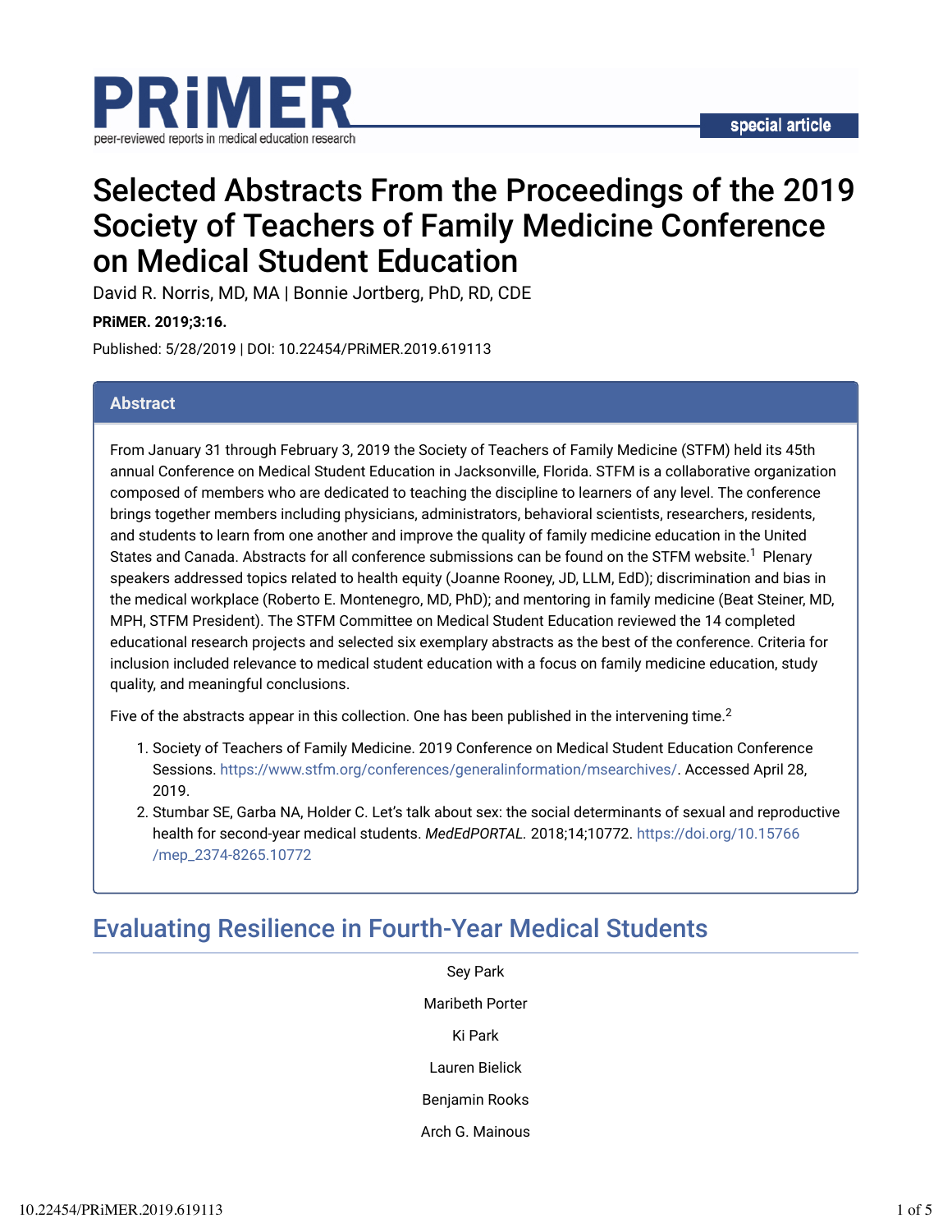# Selected Abstracts From the Proceedings of the 2019 Society of Teachers of Family Medicine Conference on Medical Student Education

David R. Norris, MD, MA | Bonnie Jortberg, PhD, RD, CDE

**PRiMER. 2019;3:16.**

Published: 5/28/2019 | DOI: 10.22454/PRiMER.2019.619113

## Abstract

From January 31 through February 3, 2019 the Society of Teachers of Family Medicine (STFM) held its 45th annual Conference on Medical Student Education in Jacksonville, Florida. STFM is a collaborative organization composed of members who are dedicated to teaching the discipline to learners of any level. The conference brings together members including physicians, administrators, behavioral scientists, researchers, residents, and students to learn from one another and improve the quality of family medicine education in the United States and Canada. Abstracts for all conference submissions can be found on the STFM website.[1] Plenary speakers addressed topics related to health equity (Joanne Rooney, JD, LLM, EdD); discrimination and bias in the medical workplace (Roberto E. Montenegro, MD, PhD); and mentoring in family medicine (Beat Steiner, MD, MPH, STFM President). The STFM Committee on Medical Student Education reviewed the 14 completed educational research projects and selected six exemplary abstracts as the best of the conference. Criteria for inclusion included relevance to medical student education with a focus on family medicine education, study quality, and meaningful conclusions.

Five of the abstracts appear in this collection. One has been published in the intervening time.[2]

1. Society of Teachers of Family Medicine. 2019 Conference on Medical Student Education Conference Sessions. https://www.stfm.org/conferences/generalinformation/msearchives/. Accessed April 28, 2019.
2. Stumbar SE, Garba NA, Holder C. Let's talk about sex: the social determinants of sexual and reproductive health for second-year medical students. *MedEdPORTAL*. 2018;14;10772. https://doi.org/10.15766/mep_2374-8265.10772

## Evaluating Resilience in Fourth-Year Medical Students

Sey Park

Maribeth Porter

Ki Park

Lauren Bielick

Benjamin Rooks

Arch G. Mainous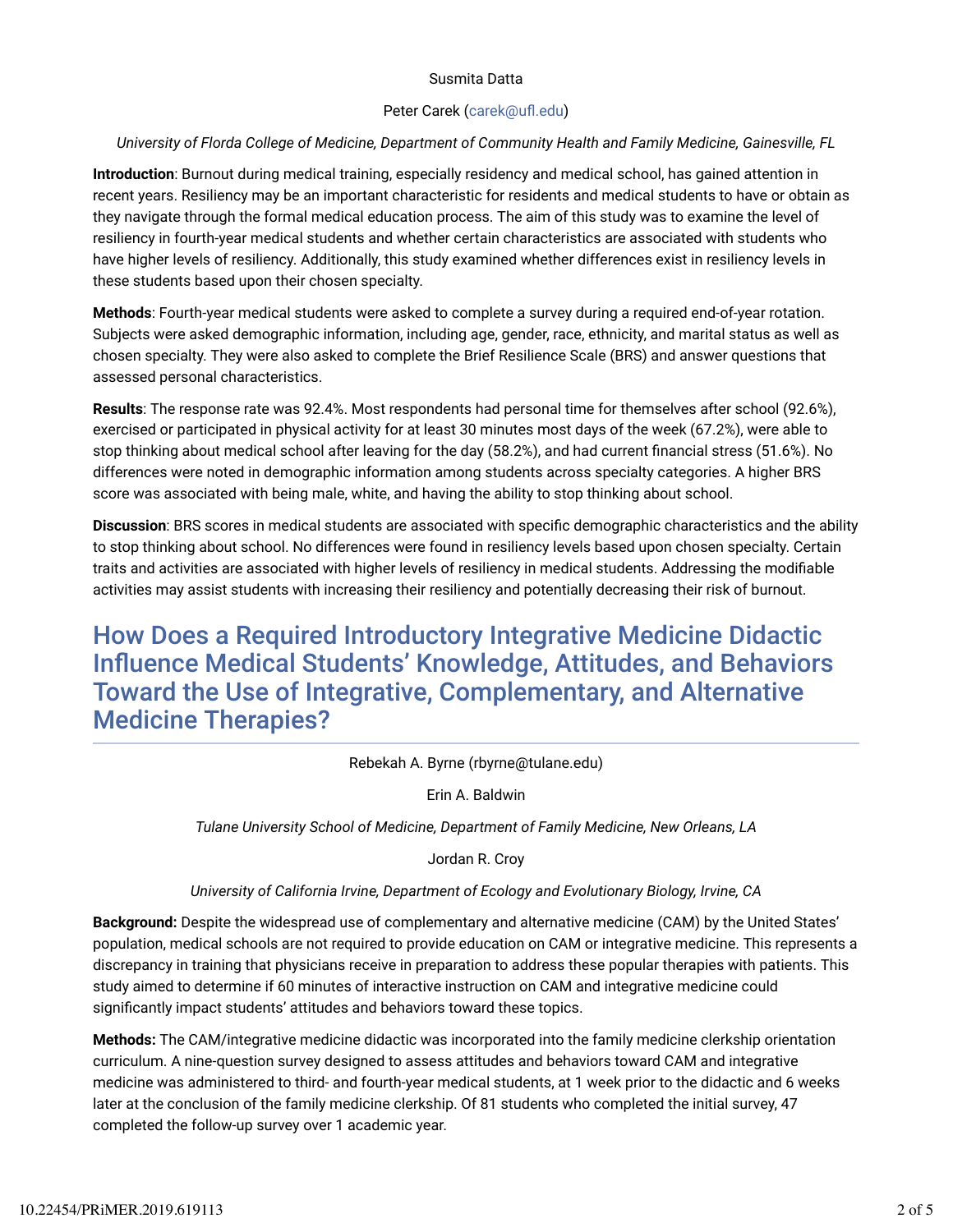Susmita Datta

Peter Carek (carek@ufl.edu)

*University of Florda College of Medicine, Department of Community Health and Family Medicine, Gainesville, FL*

**Introduction**: Burnout during medical training, especially residency and medical school, has gained attention in recent years. Resiliency may be an important characteristic for residents and medical students to have or obtain as they navigate through the formal medical education process. The aim of this study was to examine the level of resiliency in fourth-year medical students and whether certain characteristics are associated with students who have higher levels of resiliency. Additionally, this study examined whether differences exist in resiliency levels in these students based upon their chosen specialty.

**Methods**: Fourth-year medical students were asked to complete a survey during a required end-of-year rotation. Subjects were asked demographic information, including age, gender, race, ethnicity, and marital status as well as chosen specialty. They were also asked to complete the Brief Resilience Scale (BRS) and answer questions that assessed personal characteristics.

**Results**: The response rate was 92.4%. Most respondents had personal time for themselves after school (92.6%), exercised or participated in physical activity for at least 30 minutes most days of the week (67.2%), were able to stop thinking about medical school after leaving for the day (58.2%), and had current financial stress (51.6%). No differences were noted in demographic information among students across specialty categories. A higher BRS score was associated with being male, white, and having the ability to stop thinking about school.

**Discussion**: BRS scores in medical students are associated with specific demographic characteristics and the ability to stop thinking about school. No differences were found in resiliency levels based upon chosen specialty. Certain traits and activities are associated with higher levels of resiliency in medical students. Addressing the modifiable activities may assist students with increasing their resiliency and potentially decreasing their risk of burnout.

## How Does a Required Introductory Integrative Medicine Didactic Influence Medical Students' Knowledge, Attitudes, and Behaviors Toward the Use of Integrative, Complementary, and Alternative Medicine Therapies?

Rebekah A. Byrne (rbyrne@tulane.edu)

Erin A. Baldwin

*Tulane University School of Medicine, Department of Family Medicine, New Orleans, LA*

Jordan R. Croy

*University of California Irvine, Department of Ecology and Evolutionary Biology, Irvine, CA*

**Background:** Despite the widespread use of complementary and alternative medicine (CAM) by the United States' population, medical schools are not required to provide education on CAM or integrative medicine. This represents a discrepancy in training that physicians receive in preparation to address these popular therapies with patients. This study aimed to determine if 60 minutes of interactive instruction on CAM and integrative medicine could significantly impact students' attitudes and behaviors toward these topics.

**Methods:** The CAM/integrative medicine didactic was incorporated into the family medicine clerkship orientation curriculum. A nine-question survey designed to assess attitudes and behaviors toward CAM and integrative medicine was administered to third- and fourth-year medical students, at 1 week prior to the didactic and 6 weeks later at the conclusion of the family medicine clerkship. Of 81 students who completed the initial survey, 47 completed the follow-up survey over 1 academic year.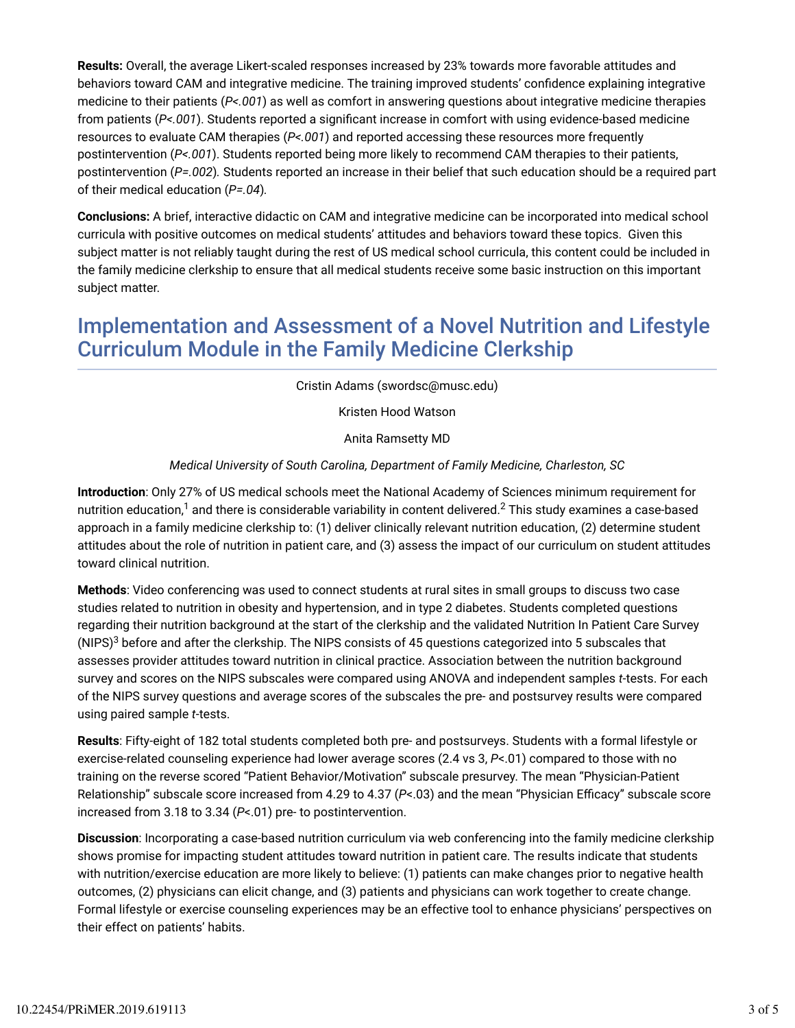**Results:** Overall, the average Likert-scaled responses increased by 23% towards more favorable attitudes and behaviors toward CAM and integrative medicine. The training improved students' confidence explaining integrative medicine to their patients ($P<.001$) as well as comfort in answering questions about integrative medicine therapies from patients ($P<.001$). Students reported a significant increase in comfort with using evidence-based medicine resources to evaluate CAM therapies ($P<.001$) and reported accessing these resources more frequently postintervention ($P<.001$). Students reported being more likely to recommend CAM therapies to their patients, postintervention ($P=.002$). Students reported an increase in their belief that such education should be a required part of their medical education ($P=.04$).

**Conclusions:** A brief, interactive didactic on CAM and integrative medicine can be incorporated into medical school curricula with positive outcomes on medical students' attitudes and behaviors toward these topics. Given this subject matter is not reliably taught during the rest of US medical school curricula, this content could be included in the family medicine clerkship to ensure that all medical students receive some basic instruction on this important subject matter.

## Implementation and Assessment of a Novel Nutrition and Lifestyle Curriculum Module in the Family Medicine Clerkship

Cristin Adams (swordsc@musc.edu)

Kristen Hood Watson

Anita Ramsetty MD

*Medical University of South Carolina, Department of Family Medicine, Charleston, SC*

**Introduction**: Only 27% of US medical schools meet the National Academy of Sciences minimum requirement for nutrition education,[1] and there is considerable variability in content delivered.[2] This study examines a case-based approach in a family medicine clerkship to: (1) deliver clinically relevant nutrition education, (2) determine student attitudes about the role of nutrition in patient care, and (3) assess the impact of our curriculum on student attitudes toward clinical nutrition.

**Methods**: Video conferencing was used to connect students at rural sites in small groups to discuss two case studies related to nutrition in obesity and hypertension, and in type 2 diabetes. Students completed questions regarding their nutrition background at the start of the clerkship and the validated Nutrition In Patient Care Survey (NIPS)[3] before and after the clerkship. The NIPS consists of 45 questions categorized into 5 subscales that assesses provider attitudes toward nutrition in clinical practice. Association between the nutrition background survey and scores on the NIPS subscales were compared using ANOVA and independent samples *t*-tests. For each of the NIPS survey questions and average scores of the subscales the pre- and postsurvey results were compared using paired sample *t*-tests.

**Results**: Fifty-eight of 182 total students completed both pre- and postsurveys. Students with a formal lifestyle or exercise-related counseling experience had lower average scores (2.4 vs 3, $P<.01$) compared to those with no training on the reverse scored "Patient Behavior/Motivation" subscale presurvey. The mean "Physician-Patient Relationship" subscale score increased from 4.29 to 4.37 ($P<.03$) and the mean "Physician Efficacy" subscale score increased from 3.18 to 3.34 ($P<.01$) pre- to postintervention.

**Discussion**: Incorporating a case-based nutrition curriculum via web conferencing into the family medicine clerkship shows promise for impacting student attitudes toward nutrition in patient care. The results indicate that students with nutrition/exercise education are more likely to believe: (1) patients can make changes prior to negative health outcomes, (2) physicians can elicit change, and (3) patients and physicians can work together to create change. Formal lifestyle or exercise counseling experiences may be an effective tool to enhance physicians' perspectives on their effect on patients' habits.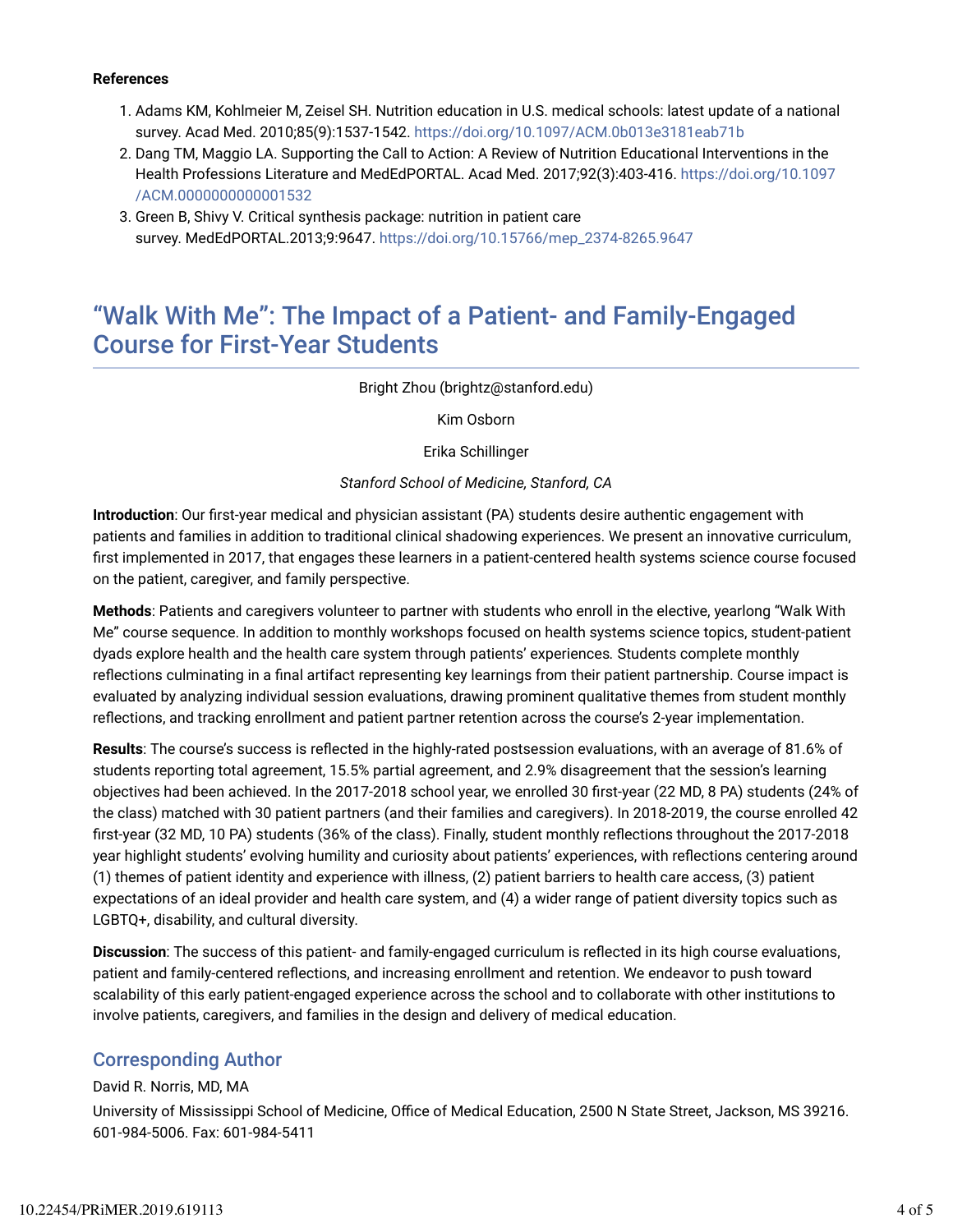**References**

1. Adams KM, Kohlmeier M, Zeisel SH. Nutrition education in U.S. medical schools: latest update of a national survey. Acad Med. 2010;85(9):1537-1542. https://doi.org/10.1097/ACM.0b013e3181eab71b
2. Dang TM, Maggio LA. Supporting the Call to Action: A Review of Nutrition Educational Interventions in the Health Professions Literature and MedEdPORTAL. Acad Med. 2017;92(3):403-416. https://doi.org/10.1097/ACM.0000000000001532
3. Green B, Shivy V. Critical synthesis package: nutrition in patient care survey. MedEdPORTAL.2013;9:9647. https://doi.org/10.15766/mep_2374-8265.9647

## "Walk With Me": The Impact of a Patient- and Family-Engaged Course for First-Year Students

Bright Zhou (brightz@stanford.edu)

Kim Osborn

Erika Schillinger

*Stanford School of Medicine, Stanford, CA*

**Introduction**: Our first-year medical and physician assistant (PA) students desire authentic engagement with patients and families in addition to traditional clinical shadowing experiences. We present an innovative curriculum, first implemented in 2017, that engages these learners in a patient-centered health systems science course focused on the patient, caregiver, and family perspective.

**Methods**: Patients and caregivers volunteer to partner with students who enroll in the elective, yearlong "Walk With Me" course sequence. In addition to monthly workshops focused on health systems science topics, student-patient dyads explore health and the health care system through patients' experiences. Students complete monthly reflections culminating in a final artifact representing key learnings from their patient partnership. Course impact is evaluated by analyzing individual session evaluations, drawing prominent qualitative themes from student monthly reflections, and tracking enrollment and patient partner retention across the course's 2-year implementation.

**Results**: The course's success is reflected in the highly-rated postsession evaluations, with an average of 81.6% of students reporting total agreement, 15.5% partial agreement, and 2.9% disagreement that the session's learning objectives had been achieved. In the 2017-2018 school year, we enrolled 30 first-year (22 MD, 8 PA) students (24% of the class) matched with 30 patient partners (and their families and caregivers). In 2018-2019, the course enrolled 42 first-year (32 MD, 10 PA) students (36% of the class). Finally, student monthly reflections throughout the 2017-2018 year highlight students' evolving humility and curiosity about patients' experiences, with reflections centering around (1) themes of patient identity and experience with illness, (2) patient barriers to health care access, (3) patient expectations of an ideal provider and health care system, and (4) a wider range of patient diversity topics such as LGBTQ+, disability, and cultural diversity.

**Discussion**: The success of this patient- and family-engaged curriculum is reflected in its high course evaluations, patient and family-centered reflections, and increasing enrollment and retention. We endeavor to push toward scalability of this early patient-engaged experience across the school and to collaborate with other institutions to involve patients, caregivers, and families in the design and delivery of medical education.

### Corresponding Author

David R. Norris, MD, MA

University of Mississippi School of Medicine, Office of Medical Education, 2500 N State Street, Jackson, MS 39216. 601-984-5006. Fax: 601-984-5411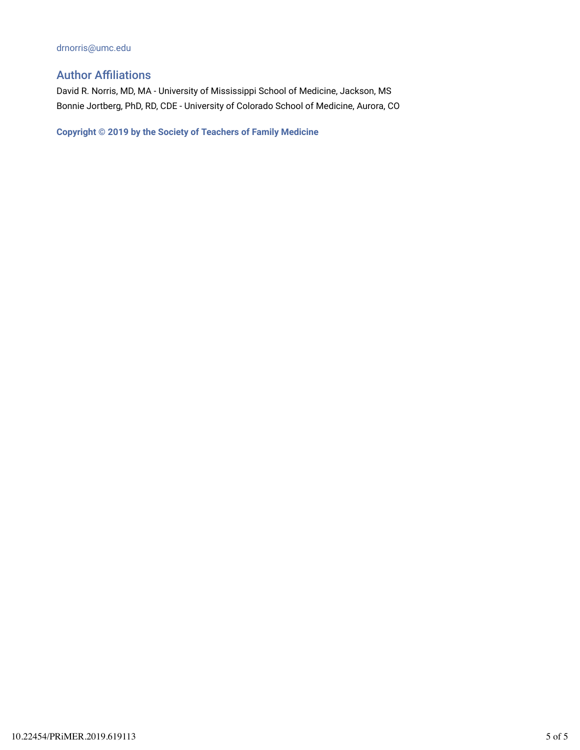drnorris@umc.edu

## Author Affiliations

David R. Norris, MD, MA - University of Mississippi School of Medicine, Jackson, MS

Bonnie Jortberg, PhD, RD, CDE - University of Colorado School of Medicine, Aurora, CO

**Copyright © 2019 by the Society of Teachers of Family Medicine**